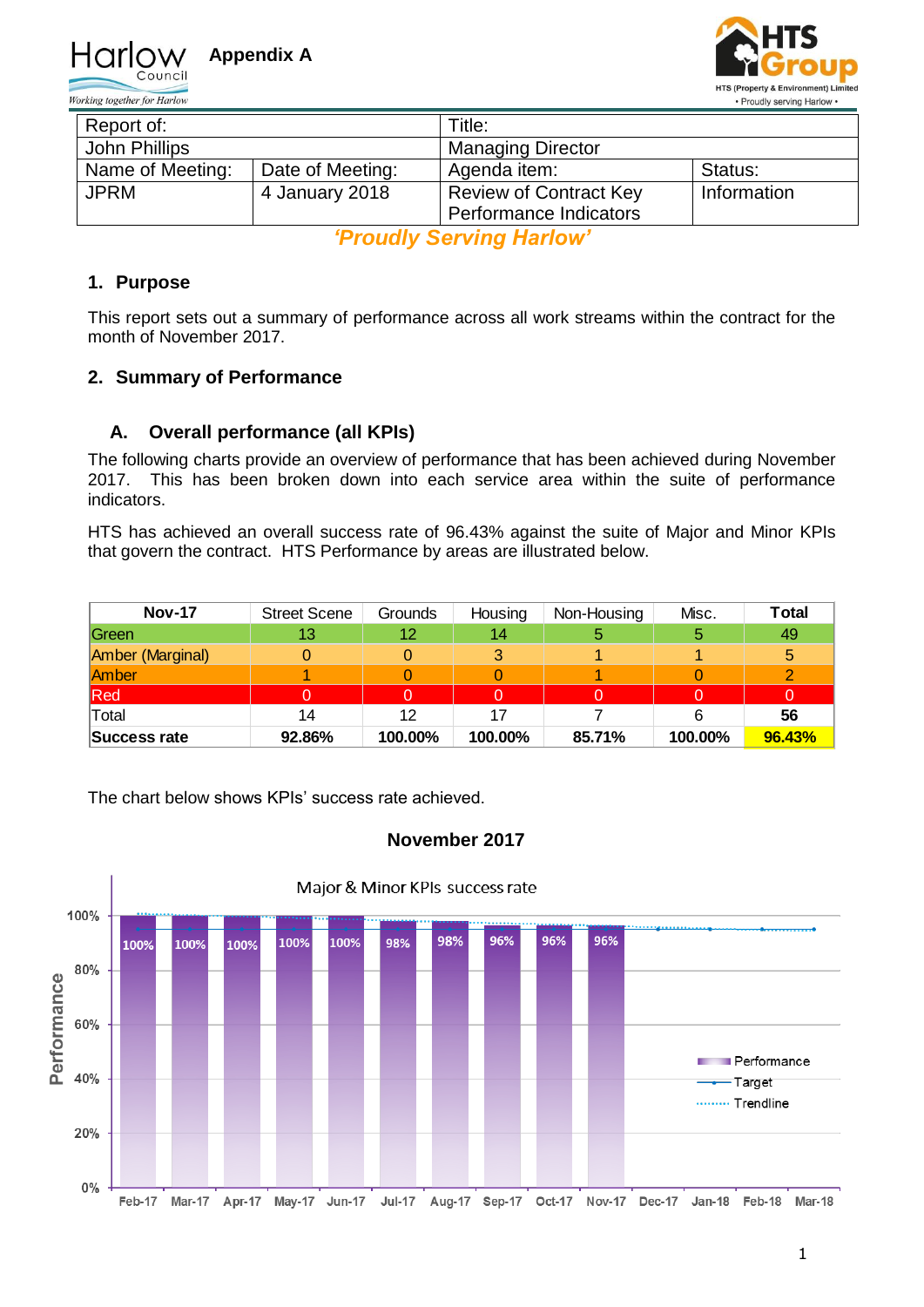Harlow Council — Working together for Harlow

**Appendix A**

HTS Group — HTS (Property & Environment) Limited • Proudly serving Harlow •

| Report of: | | Title: | |
|---|---|---|---|
| John Phillips | | Managing Director | |
| Name of Meeting: | Date of Meeting: | Agenda item: | Status: |
| JPRM | 4 January 2018 | Review of Contract Key Performance Indicators | Information |

***'Proudly Serving Harlow'***

## 1. Purpose

This report sets out a summary of performance across all work streams within the contract for the month of November 2017.

## 2. Summary of Performance

### A. Overall performance (all KPIs)

The following charts provide an overview of performance that has been achieved during November 2017. This has been broken down into each service area within the suite of performance indicators.

HTS has achieved an overall success rate of 96.43% against the suite of Major and Minor KPIs that govern the contract. HTS Performance by areas are illustrated below.

| Nov-17 | Street Scene | Grounds | Housing | Non-Housing | Misc. | Total |
|---|---|---|---|---|---|---|
| Green | 13 | 12 | 14 | 5 | 5 | 49 |
| Amber (Marginal) | 0 | 0 | 3 | 1 | 1 | 5 |
| Amber | 1 | 0 | 0 | 1 | 0 | 2 |
| Red | 0 | 0 | 0 | 0 | 0 | 0 |
| Total | 14 | 12 | 17 | 7 | 6 | **56** |
| **Success rate** | **92.86%** | **100.00%** | **100.00%** | **85.71%** | **100.00%** | **96.43%** |

The chart below shows KPIs' success rate achieved.

**November 2017**

Major & Minor KPIs success rate

| Month | Performance |
|---|---|
| Feb-17 | 100% |
| Mar-17 | 100% |
| Apr-17 | 100% |
| May-17 | 100% |
| Jun-17 | 100% |
| Jul-17 | 98% |
| Aug-17 | 98% |
| Sep-17 | 96% |
| Oct-17 | 96% |
| Nov-17 | 96% |
| Dec-17 | |
| Jan-18 | |
| Feb-18 | |
| Mar-18 | |

Legend: Performance, Target, Trendline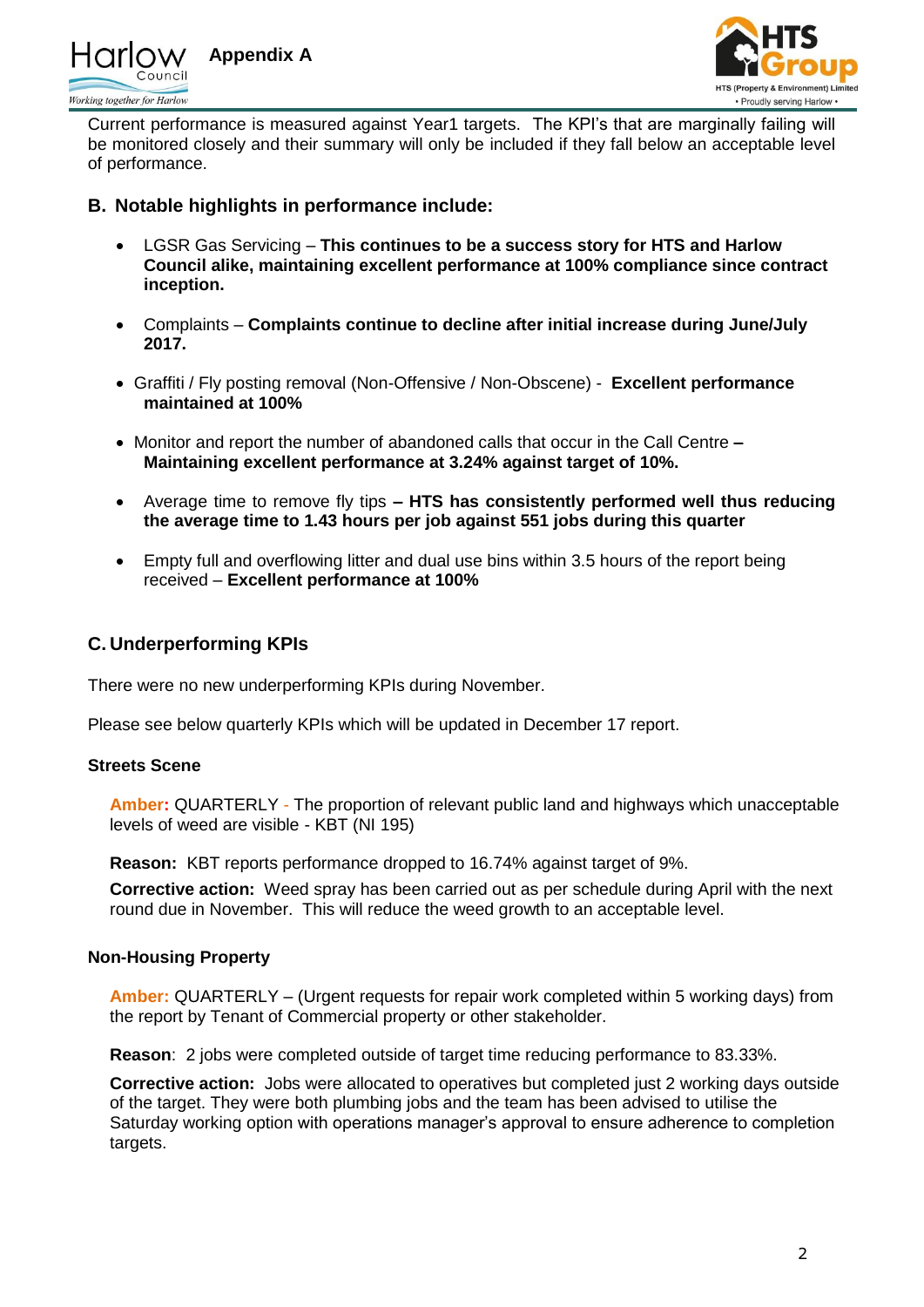Current performance is measured against Year1 targets. The KPI's that are marginally failing will be monitored closely and their summary will only be included if they fall below an acceptable level of performance.

## B. Notable highlights in performance include:

- LGSR Gas Servicing – **This continues to be a success story for HTS and Harlow Council alike, maintaining excellent performance at 100% compliance since contract inception.**
- Complaints – **Complaints continue to decline after initial increase during June/July 2017.**
- Graffiti / Fly posting removal (Non-Offensive / Non-Obscene) - **Excellent performance maintained at 100%**
- Monitor and report the number of abandoned calls that occur in the Call Centre **– Maintaining excellent performance at 3.24% against target of 10%.**
- Average time to remove fly tips **– HTS has consistently performed well thus reducing the average time to 1.43 hours per job against 551 jobs during this quarter**
- Empty full and overflowing litter and dual use bins within 3.5 hours of the report being received – **Excellent performance at 100%**

## C. Underperforming KPIs

There were no new underperforming KPIs during November.

Please see below quarterly KPIs which will be updated in December 17 report.

### Streets Scene

**Amber:** QUARTERLY - The proportion of relevant public land and highways which unacceptable levels of weed are visible - KBT (NI 195)

**Reason:** KBT reports performance dropped to 16.74% against target of 9%.

**Corrective action:** Weed spray has been carried out as per schedule during April with the next round due in November. This will reduce the weed growth to an acceptable level.

### Non-Housing Property

**Amber:** QUARTERLY – (Urgent requests for repair work completed within 5 working days) from the report by Tenant of Commercial property or other stakeholder.

**Reason**: 2 jobs were completed outside of target time reducing performance to 83.33%.

**Corrective action:** Jobs were allocated to operatives but completed just 2 working days outside of the target. They were both plumbing jobs and the team has been advised to utilise the Saturday working option with operations manager's approval to ensure adherence to completion targets.